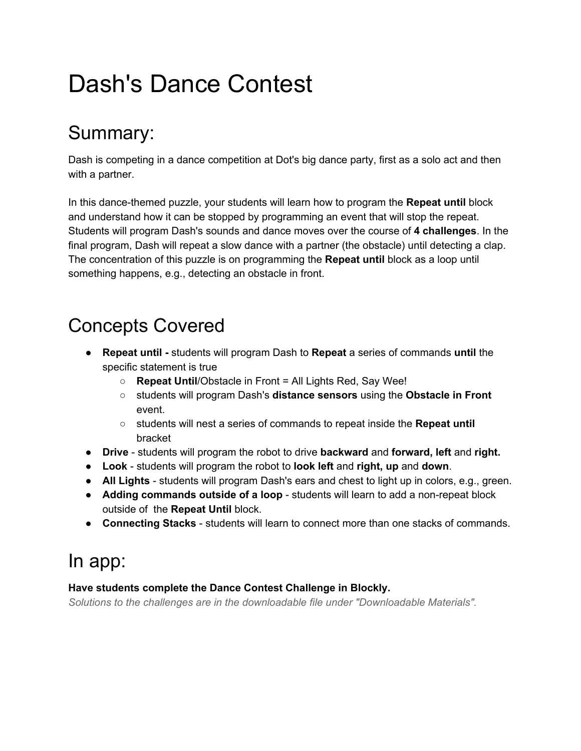# Dash's Dance Contest

## Summary:

Dash is competing in a dance competition at Dot's big dance party, first as a solo act and then with a partner.

In this dance-themed puzzle, your students will learn how to program the **Repeat until** block and understand how it can be stopped by programming an event that will stop the repeat. Students will program Dash's sounds and dance moves over the course of **4 challenges**. In the final program, Dash will repeat a slow dance with a partner (the obstacle) until detecting a clap. The concentration of this puzzle is on programming the **Repeat until** block as a loop until something happens, e.g., detecting an obstacle in front.

## Concepts Covered

- **Repeat until -** students will program Dash to **Repeat** a series of commands **until** the specific statement is true
  - **Repeat Until**/Obstacle in Front = All Lights Red, Say Wee!
  - students will program Dash's **distance sensors** using the **Obstacle in Front** event.
  - students will nest a series of commands to repeat inside the **Repeat until** bracket
- **Drive** - students will program the robot to drive **backward** and **forward, left** and **right.**
- **Look** - students will program the robot to **look left** and **right, up** and **down**.
- **All Lights** - students will program Dash's ears and chest to light up in colors, e.g., green.
- **Adding commands outside of a loop** - students will learn to add a non-repeat block outside of the **Repeat Until** block.
- **Connecting Stacks** - students will learn to connect more than one stacks of commands.

## In app:

**Have students complete the Dance Contest Challenge in Blockly.**

*Solutions to the challenges are in the downloadable file under "Downloadable Materials".*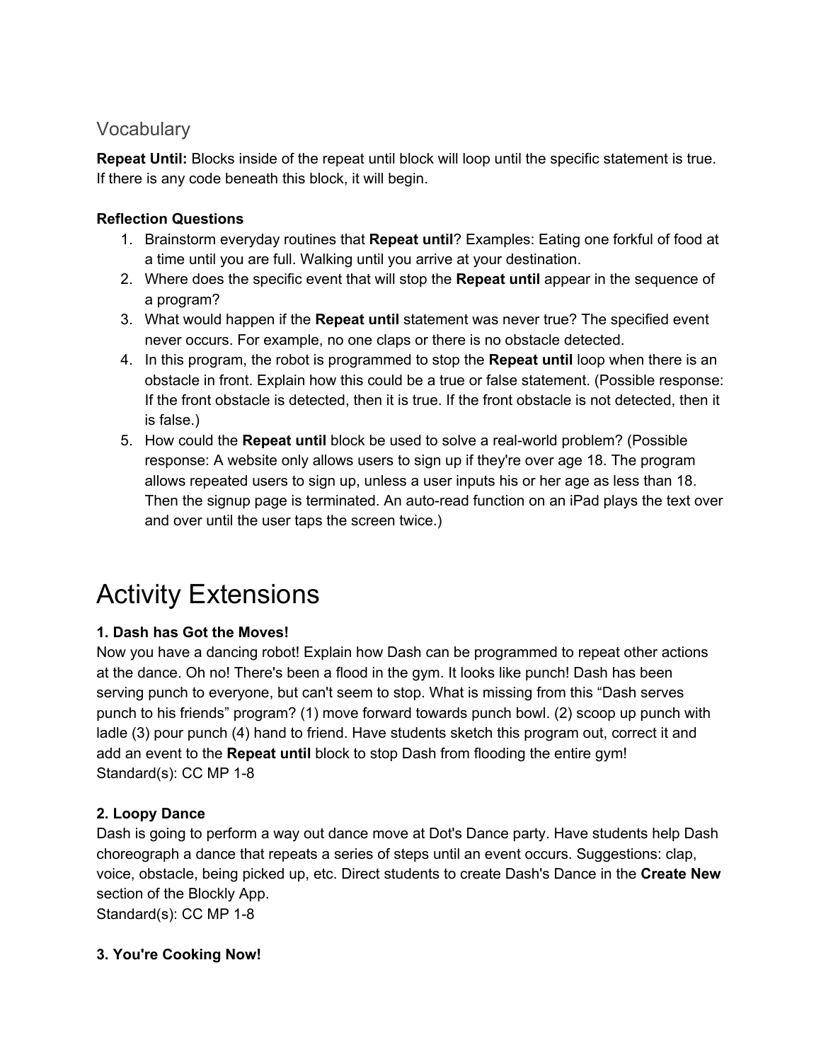## Vocabulary

**Repeat Until:** Blocks inside of the repeat until block will loop until the specific statement is true. If there is any code beneath this block, it will begin.

**Reflection Questions**

1. Brainstorm everyday routines that **Repeat until**? Examples: Eating one forkful of food at a time until you are full. Walking until you arrive at your destination.
2. Where does the specific event that will stop the **Repeat until** appear in the sequence of a program?
3. What would happen if the **Repeat until** statement was never true? The specified event never occurs. For example, no one claps or there is no obstacle detected.
4. In this program, the robot is programmed to stop the **Repeat until** loop when there is an obstacle in front. Explain how this could be a true or false statement. (Possible response: If the front obstacle is detected, then it is true. If the front obstacle is not detected, then it is false.)
5. How could the **Repeat until** block be used to solve a real-world problem? (Possible response: A website only allows users to sign up if they're over age 18. The program allows repeated users to sign up, unless a user inputs his or her age as less than 18. Then the signup page is terminated. An auto-read function on an iPad plays the text over and over until the user taps the screen twice.)

# Activity Extensions

**1. Dash has Got the Moves!**

Now you have a dancing robot! Explain how Dash can be programmed to repeat other actions at the dance. Oh no! There's been a flood in the gym. It looks like punch! Dash has been serving punch to everyone, but can't seem to stop. What is missing from this "Dash serves punch to his friends" program? (1) move forward towards punch bowl. (2) scoop up punch with ladle (3) pour punch (4) hand to friend. Have students sketch this program out, correct it and add an event to the **Repeat until** block to stop Dash from flooding the entire gym!
Standard(s): CC MP 1-8

**2. Loopy Dance**

Dash is going to perform a way out dance move at Dot's Dance party. Have students help Dash choreograph a dance that repeats a series of steps until an event occurs. Suggestions: clap, voice, obstacle, being picked up, etc. Direct students to create Dash's Dance in the **Create New** section of the Blockly App.
Standard(s): CC MP 1-8

**3. You're Cooking Now!**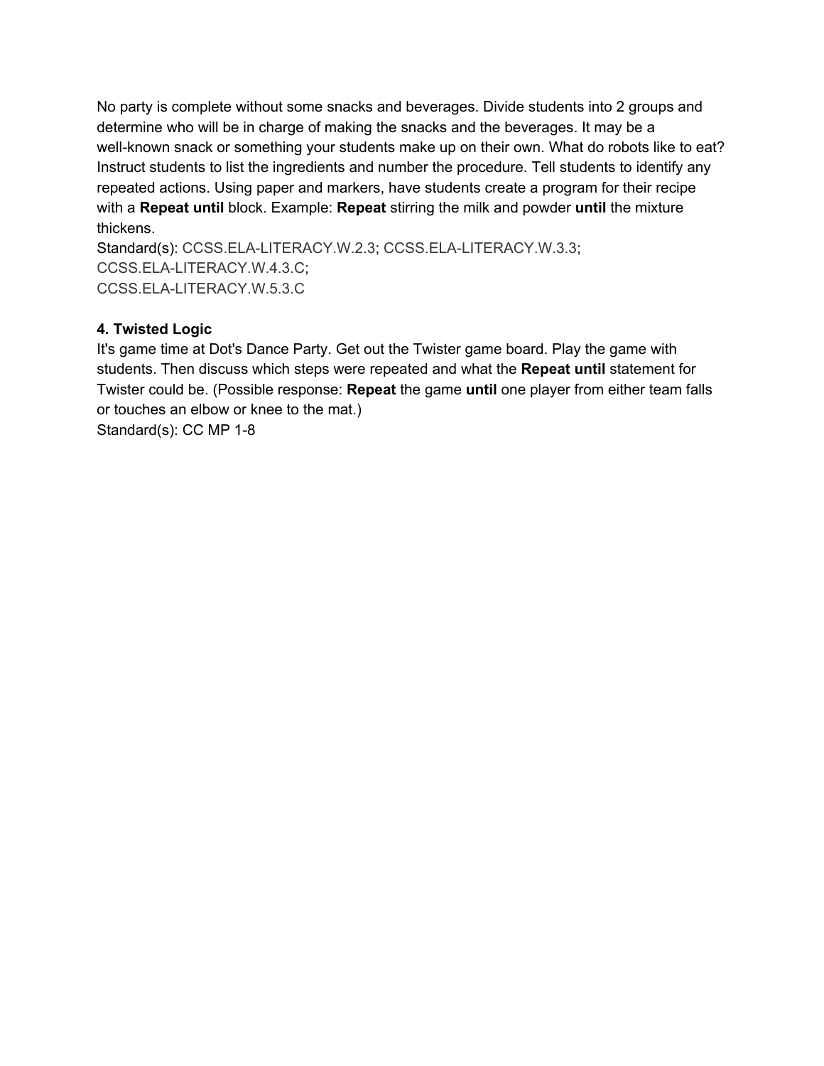No party is complete without some snacks and beverages. Divide students into 2 groups and determine who will be in charge of making the snacks and the beverages. It may be a well-known snack or something your students make up on their own. What do robots like to eat? Instruct students to list the ingredients and number the procedure. Tell students to identify any repeated actions. Using paper and markers, have students create a program for their recipe with a **Repeat until** block. Example: **Repeat** stirring the milk and powder **until** the mixture thickens.
Standard(s): CCSS.ELA-LITERACY.W.2.3; CCSS.ELA-LITERACY.W.3.3; CCSS.ELA-LITERACY.W.4.3.C; CCSS.ELA-LITERACY.W.5.3.C

**4. Twisted Logic**

It's game time at Dot's Dance Party. Get out the Twister game board. Play the game with students. Then discuss which steps were repeated and what the **Repeat until** statement for Twister could be. (Possible response: **Repeat** the game **until** one player from either team falls or touches an elbow or knee to the mat.)
Standard(s): CC MP 1-8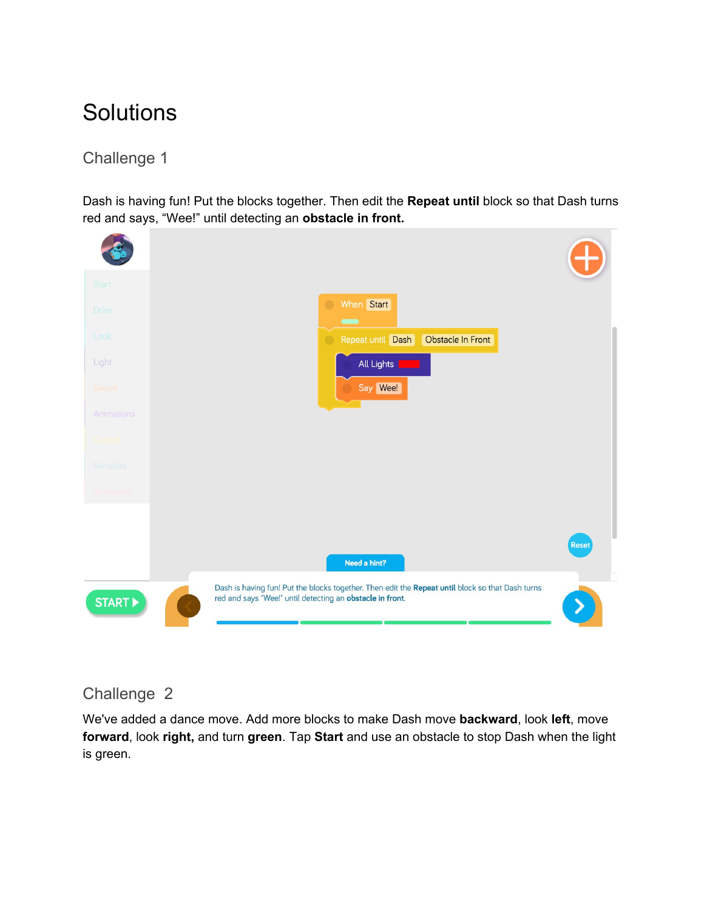# Solutions

## Challenge 1

Dash is having fun! Put the blocks together. Then edit the **Repeat until** block so that Dash turns red and says, “Wee!” until detecting an **obstacle in front.**

## Challenge 2

We've added a dance move. Add more blocks to make Dash move **backward**, look **left**, move **forward**, look **right,** and turn **green**. Tap **Start** and use an obstacle to stop Dash when the light is green.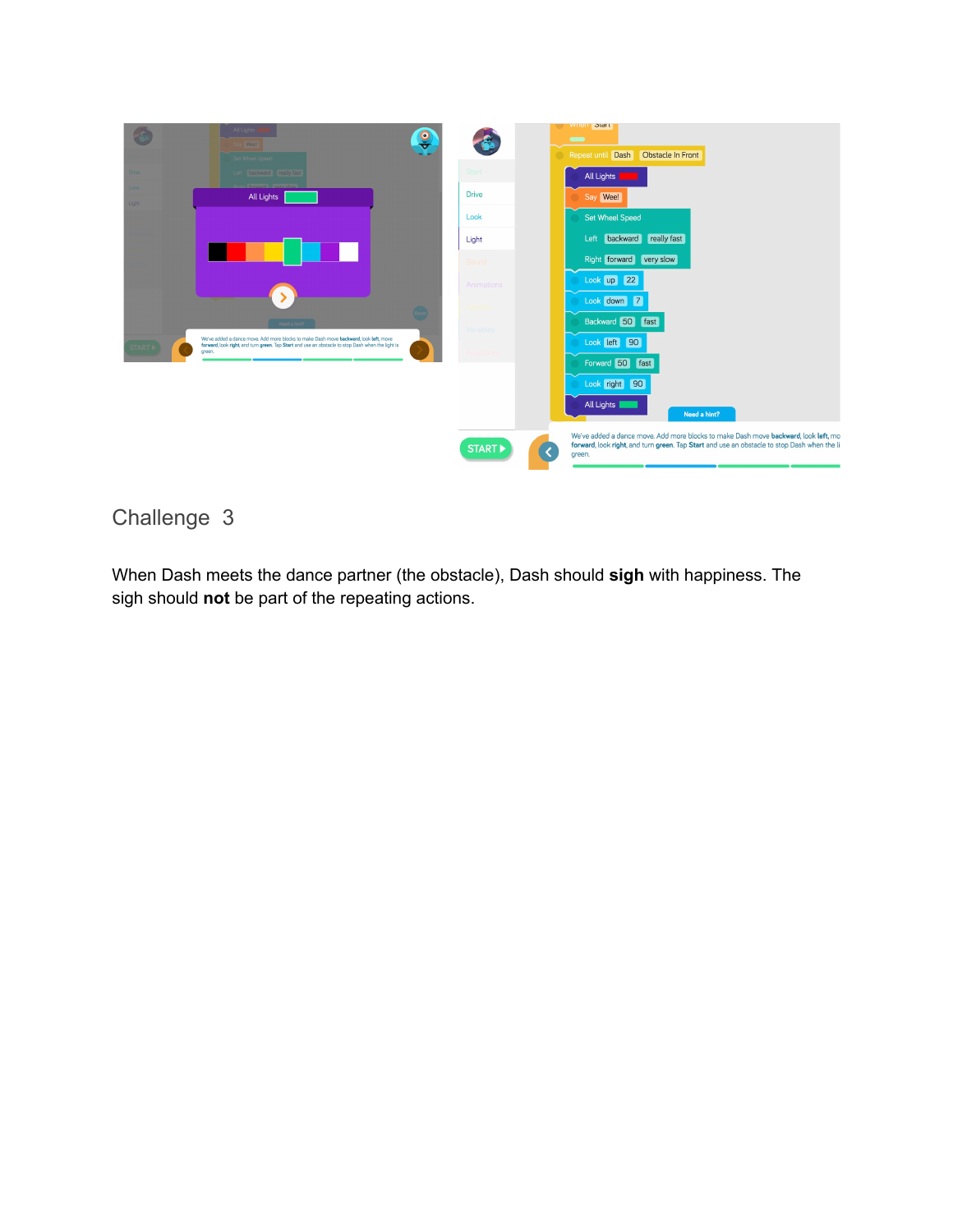## Challenge 3

When Dash meets the dance partner (the obstacle), Dash should **sigh** with happiness. The sigh should **not** be part of the repeating actions.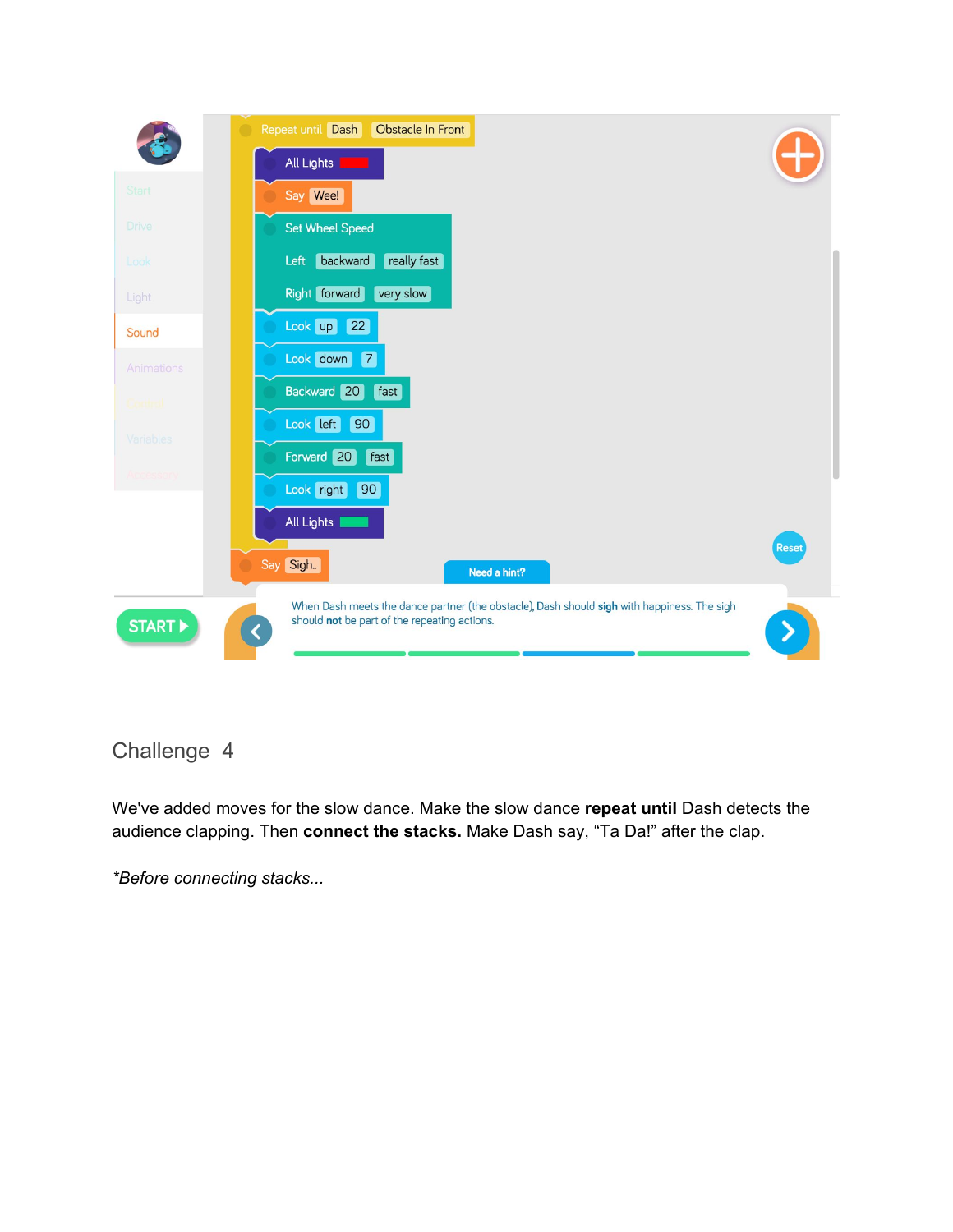```
Repeat until  Dash  Obstacle In Front
    All Lights  [red]
    Say  Wee!
    Set Wheel Speed
        Left  backward  really fast
        Right  forward  very slow
    Look  up  22
    Look  down  7
    Backward  20  fast
    Look  left  90
    Forward  20  fast
    Look  right  90
    All Lights  [green]
Say  Sigh..
```

Start
Drive
Look
Light
Sound
Animations
Events
Variables
Accessories

START

Reset

Need a hint?

When Dash meets the dance partner (the obstacle), Dash should **sigh** with happiness. The sigh should **not** be part of the repeating actions.

## Challenge 4

We've added moves for the slow dance. Make the slow dance **repeat until** Dash detects the audience clapping. Then **connect the stacks.** Make Dash say, “Ta Da!” after the clap.

*\*Before connecting stacks...*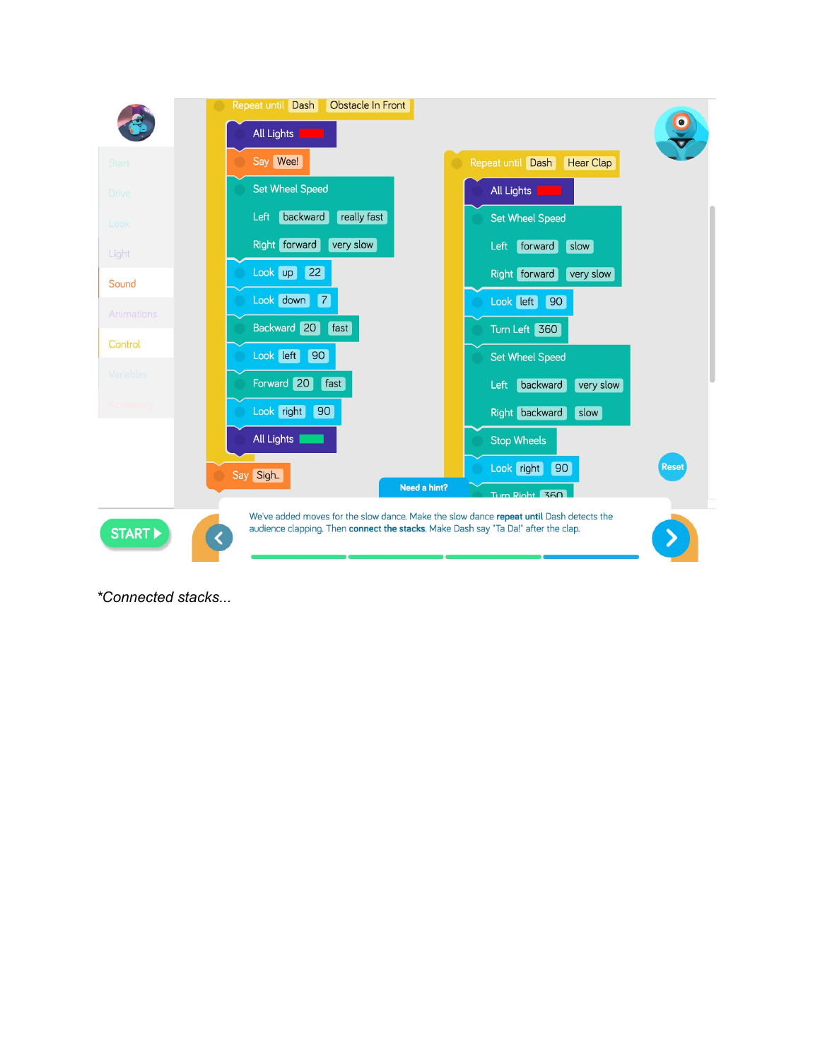Repeat until Dash Obstacle In Front

All Lights

Say Wee!

Set Wheel Speed

Left backward really fast

Right forward very slow

Look up 22

Look down 7

Backward 20 fast

Look left 90

Forward 20 fast

Look right 90

All Lights

Say Sigh..

Repeat until Dash Hear Clap

All Lights

Set Wheel Speed

Left forward slow

Right forward very slow

Look left 90

Turn Left 360

Set Wheel Speed

Left backward very slow

Right backward slow

Stop Wheels

Look right 90

Turn Right 360

Start

Drive

Look

Light

Sound

Animations

Control

Variables

Accessory

Reset

Need a hint?

START

We've added moves for the slow dance. Make the slow dance **repeat until** Dash detects the audience clapping. Then **connect the stacks**. Make Dash say "Ta Da!" after the clap.

*Connected stacks...*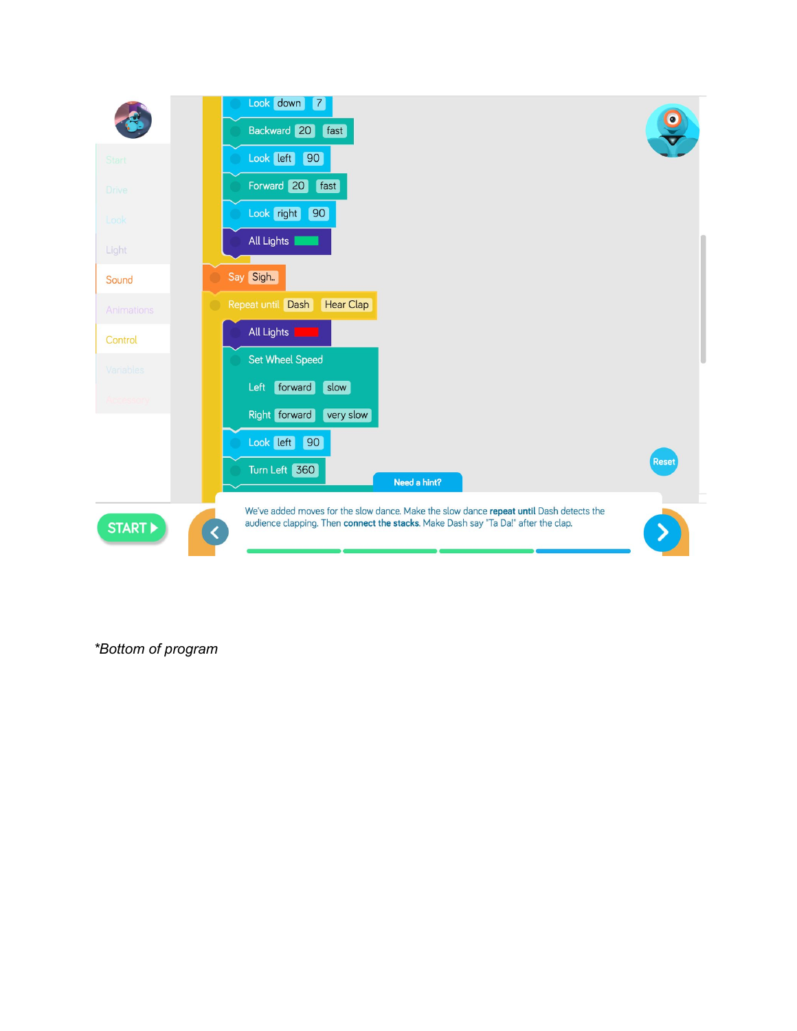Look down 7

Backward 20 fast

Look left 90

Forward 20 fast

Look right 90

All Lights

Say Sigh..

Repeat until Dash Hear Clap

All Lights

Set Wheel Speed

Left forward slow

Right forward very slow

Look left 90

Turn Left 360

Need a hint?

We've added moves for the slow dance. Make the slow dance **repeat until** Dash detects the audience clapping. Then **connect the stacks**. Make Dash say "Ta Da!" after the clap.

START

Reset

*Bottom of program*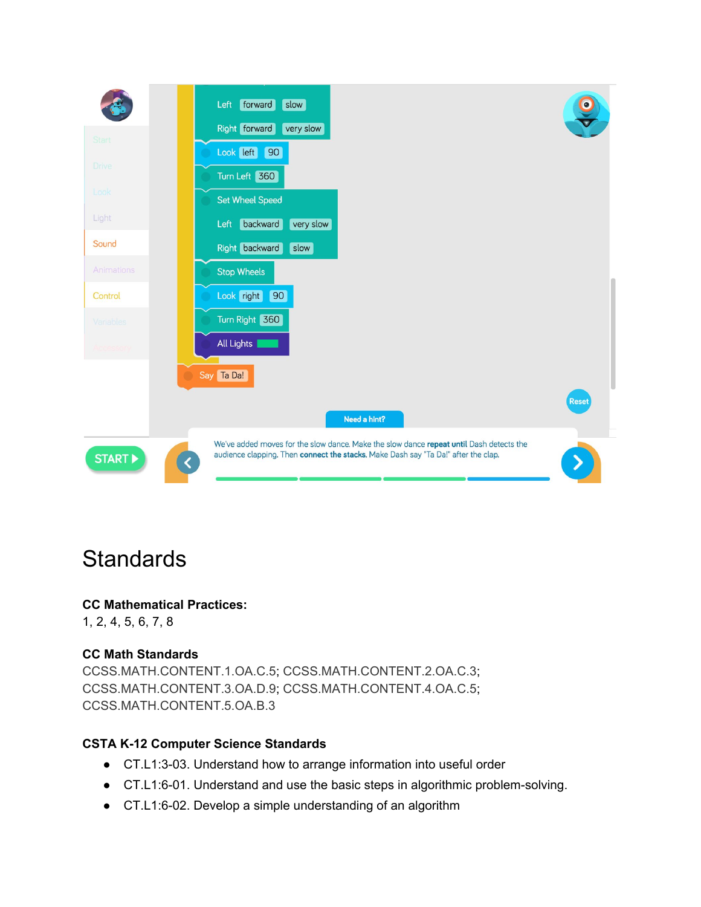Left forward slow
Right forward very slow
Look left 90
Turn Left 360
Set Wheel Speed
Left backward very slow
Right backward slow
Stop Wheels
Look right 90
Turn Right 360
All Lights
Say Ta Da!

Start
Drive
Look
Light
Sound
Animations
Control
Variables
Accessory

Reset

Need a hint?

START

We've added moves for the slow dance. Make the slow dance **repeat until** Dash detects the audience clapping. Then **connect the stacks.** Make Dash say "Ta Da!" after the clap.

# Standards

**CC Mathematical Practices:**
1, 2, 4, 5, 6, 7, 8

**CC Math Standards**
CCSS.MATH.CONTENT.1.OA.C.5; CCSS.MATH.CONTENT.2.OA.C.3; CCSS.MATH.CONTENT.3.OA.D.9; CCSS.MATH.CONTENT.4.OA.C.5; CCSS.MATH.CONTENT.5.OA.B.3

**CSTA K-12 Computer Science Standards**

- CT.L1:3-03. Understand how to arrange information into useful order
- CT.L1:6-01. Understand and use the basic steps in algorithmic problem-solving.
- CT.L1:6-02. Develop a simple understanding of an algorithm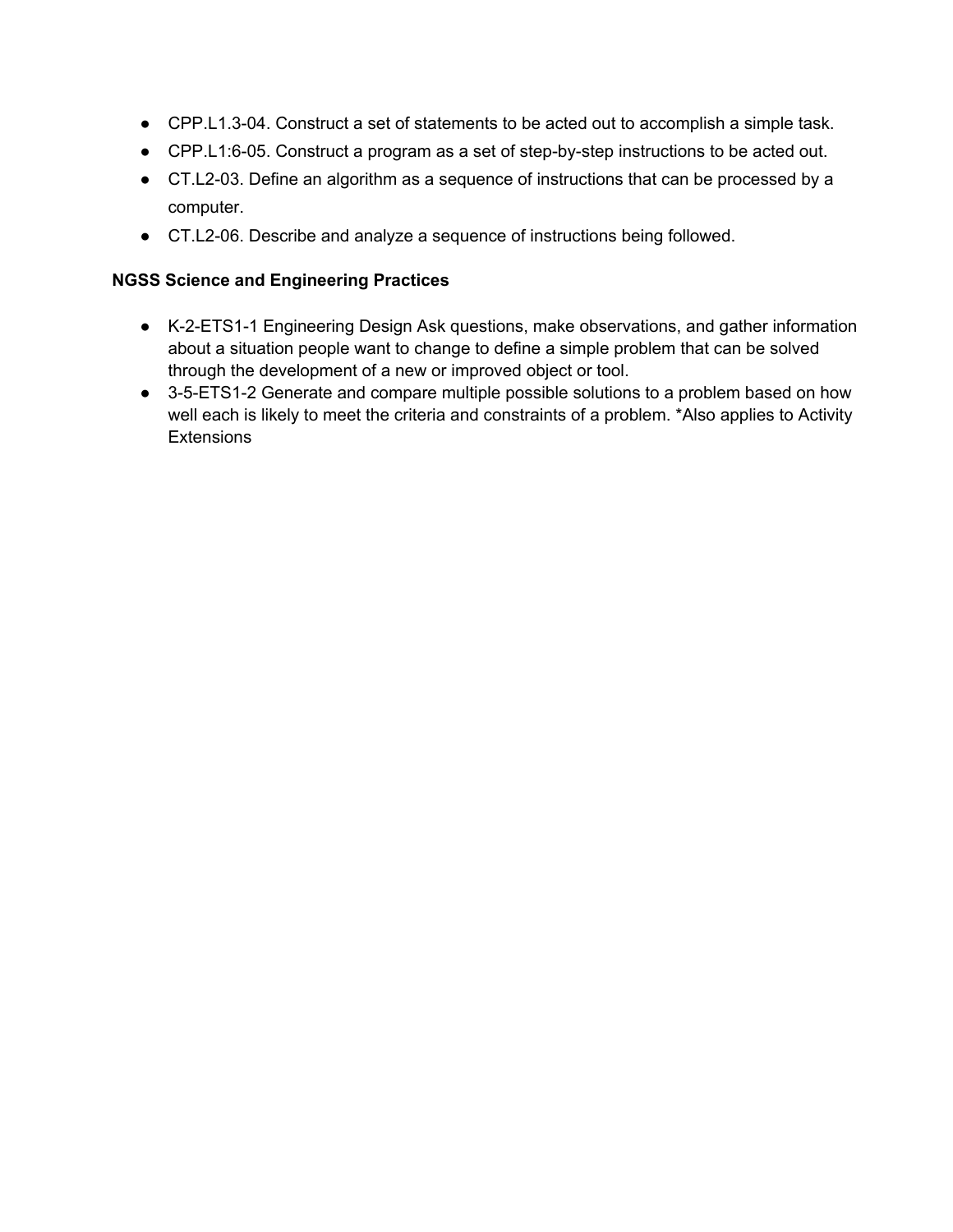- CPP.L1.3-04. Construct a set of statements to be acted out to accomplish a simple task.
- CPP.L1:6-05. Construct a program as a set of step-by-step instructions to be acted out.
- CT.L2-03. Define an algorithm as a sequence of instructions that can be processed by a computer.
- CT.L2-06. Describe and analyze a sequence of instructions being followed.

**NGSS Science and Engineering Practices**

- K-2-ETS1-1 Engineering Design Ask questions, make observations, and gather information about a situation people want to change to define a simple problem that can be solved through the development of a new or improved object or tool.
- 3-5-ETS1-2 Generate and compare multiple possible solutions to a problem based on how well each is likely to meet the criteria and constraints of a problem. *Also applies to Activity Extensions